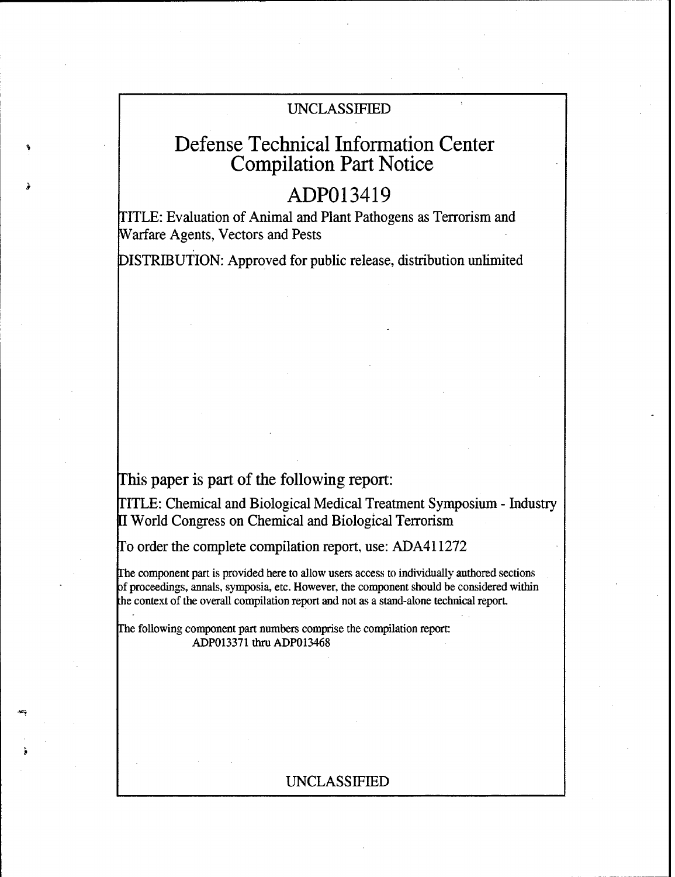UNCLASSIFIED

# Defense Technical Information Center Compilation Part Notice

## ADP013419

TITLE: Evaluation of Animal and Plant Pathogens as Terrorism and Warfare Agents, Vectors and Pests

DISTRIBUTION: Approved for public release, distribution unlimited

This paper is part of the following report:

TITLE: Chemical and Biological Medical Treatment Symposium - Industry II World Congress on Chemical and Biological Terrorism

To order the complete compilation report, use: ADA411272

The component part is provided here to allow users access to individually authored sections of proceedings, annals, symposia, etc. However, the component should be considered within the context of the overall compilation report and not as a stand-alone technical report.

The following component part numbers comprise the compilation report: ADP013371 thru ADP013468

UNCLASSIFIED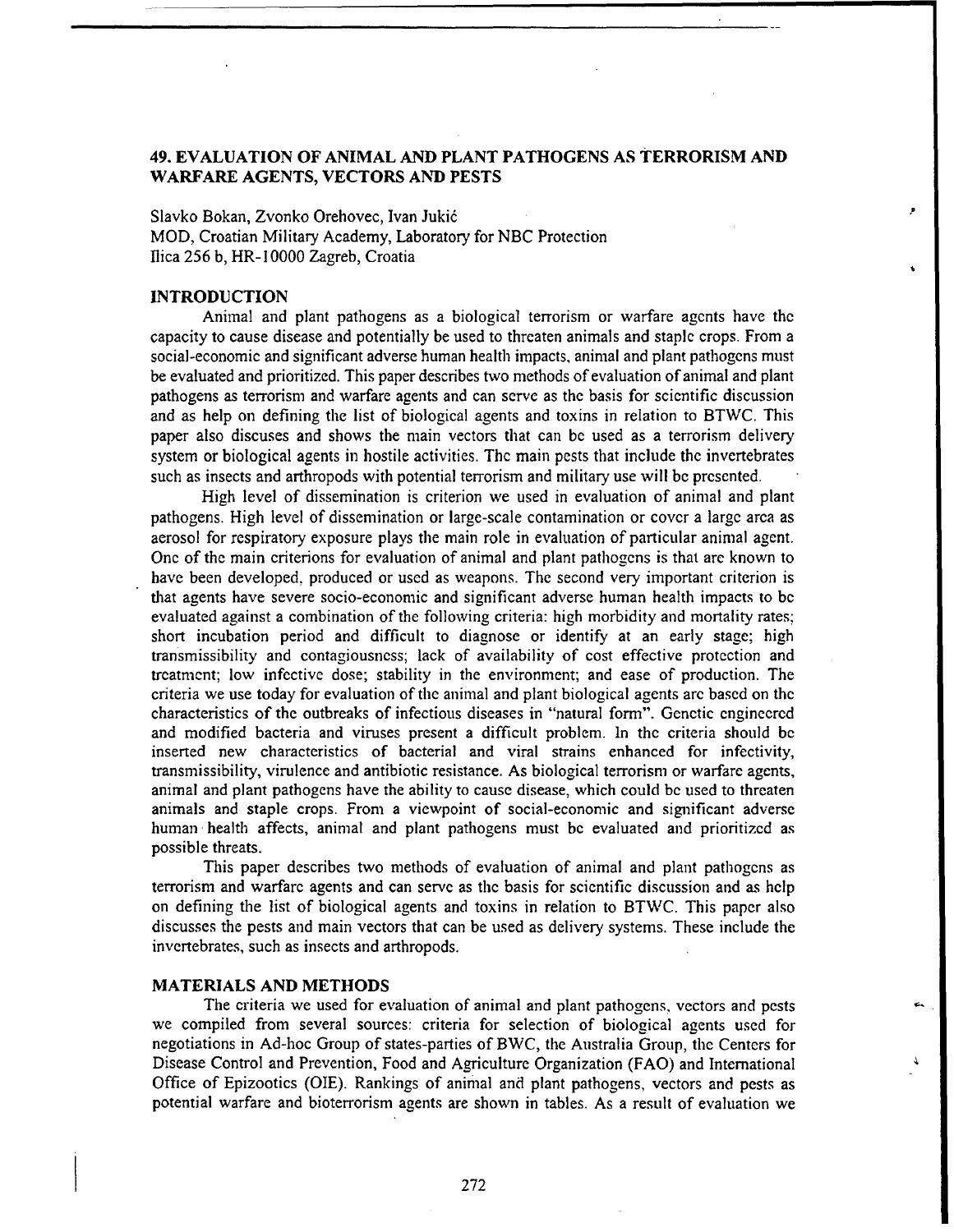## 49. EVALUATION OF ANIMAL AND PLANT PATHOGENS AS TERRORISM AND WARFARE AGENTS, VECTORS AND PESTS

Slavko Bokan, Zvonko Orehovec, Ivan Jukić
MOD, Croatian Military Academy, Laboratory for NBC Protection
Ilica 256 b, HR-10000 Zagreb, Croatia

### INTRODUCTION

Animal and plant pathogens as a biological terrorism or warfare agents have the capacity to cause disease and potentially be used to threaten animals and staple crops. From a social-economic and significant adverse human health impacts, animal and plant pathogens must be evaluated and prioritized. This paper describes two methods of evaluation of animal and plant pathogens as terrorism and warfare agents and can serve as the basis for scientific discussion and as help on defining the list of biological agents and toxins in relation to BTWC. This paper also discuses and shows the main vectors that can be used as a terrorism delivery system or biological agents in hostile activities. The main pests that include the invertebrates such as insects and arthropods with potential terrorism and military use will be presented.

High level of dissemination is criterion we used in evaluation of animal and plant pathogens. High level of dissemination or large-scale contamination or cover a large area as aerosol for respiratory exposure plays the main role in evaluation of particular animal agent. One of the main criterions for evaluation of animal and plant pathogens is that are known to have been developed, produced or used as weapons. The second very important criterion is that agents have severe socio-economic and significant adverse human health impacts to be evaluated against a combination of the following criteria: high morbidity and mortality rates; short incubation period and difficult to diagnose or identify at an early stage; high transmissibility and contagiousness; lack of availability of cost effective protection and treatment; low infective dose; stability in the environment; and ease of production. The criteria we use today for evaluation of the animal and plant biological agents are based on the characteristics of the outbreaks of infectious diseases in "natural form". Genetic engineered and modified bacteria and viruses present a difficult problem. In the criteria should be inserted new characteristics of bacterial and viral strains enhanced for infectivity, transmissibility, virulence and antibiotic resistance. As biological terrorism or warfare agents, animal and plant pathogens have the ability to cause disease, which could be used to threaten animals and staple crops. From a viewpoint of social-economic and significant adverse human health affects, animal and plant pathogens must be evaluated and prioritized as possible threats.

This paper describes two methods of evaluation of animal and plant pathogens as terrorism and warfare agents and can serve as the basis for scientific discussion and as help on defining the list of biological agents and toxins in relation to BTWC. This paper also discusses the pests and main vectors that can be used as delivery systems. These include the invertebrates, such as insects and arthropods.

### MATERIALS AND METHODS

The criteria we used for evaluation of animal and plant pathogens, vectors and pests we compiled from several sources: criteria for selection of biological agents used for negotiations in Ad-hoc Group of states-parties of BWC, the Australia Group, the Centers for Disease Control and Prevention, Food and Agriculture Organization (FAO) and International Office of Epizootics (OIE). Rankings of animal and plant pathogens, vectors and pests as potential warfare and bioterrorism agents are shown in tables. As a result of evaluation we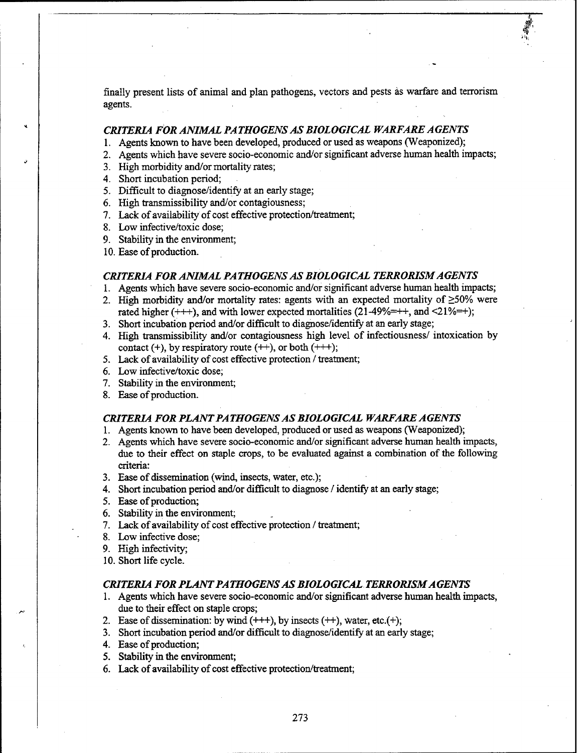finally present lists of animal and plan pathogens, vectors and pests as warfare and terrorism agents.

### *CRITERIA FOR ANIMAL PATHOGENS AS BIOLOGICAL WARFARE AGENTS*

1. Agents known to have been developed, produced or used as weapons (Weaponized);
2. Agents which have severe socio-economic and/or significant adverse human health impacts;
3. High morbidity and/or mortality rates;
4. Short incubation period;
5. Difficult to diagnose/identify at an early stage;
6. High transmissibility and/or contagiousness;
7. Lack of availability of cost effective protection/treatment;
8. Low infective/toxic dose;
9. Stability in the environment;
10. Ease of production.

### *CRITERIA FOR ANIMAL PATHOGENS AS BIOLOGICAL TERRORISM AGENTS*

1. Agents which have severe socio-economic and/or significant adverse human health impacts;
2. High morbidity and/or mortality rates: agents with an expected mortality of ≥50% were rated higher (+++), and with lower expected mortalities (21-49%=++, and <21%=+);
3. Short incubation period and/or difficult to diagnose/identify at an early stage;
4. High transmissibility and/or contagiousness high level of infectiousness/ intoxication by contact (+), by respiratory route (++), or both (+++);
5. Lack of availability of cost effective protection / treatment;
6. Low infective/toxic dose;
7. Stability in the environment;
8. Ease of production.

### *CRITERIA FOR PLANT PATHOGENS AS BIOLOGICAL WARFARE AGENTS*

1. Agents known to have been developed, produced or used as weapons (Weaponized);
2. Agents which have severe socio-economic and/or significant adverse human health impacts, due to their effect on staple crops, to be evaluated against a combination of the following criteria:
3. Ease of dissemination (wind, insects, water, etc.);
4. Short incubation period and/or difficult to diagnose / identify at an early stage;
5. Ease of production;
6. Stability in the environment;
7. Lack of availability of cost effective protection / treatment;
8. Low infective dose;
9. High infectivity;
10. Short life cycle.

### *CRITERIA FOR PLANT PATHOGENS AS BIOLOGICAL TERRORISM AGENTS*

1. Agents which have severe socio-economic and/or significant adverse human health impacts, due to their effect on staple crops;
2. Ease of dissemination: by wind (+++), by insects (++), water, etc.(+);
3. Short incubation period and/or difficult to diagnose/identify at an early stage;
4. Ease of production;
5. Stability in the environment;
6. Lack of availability of cost effective protection/treatment;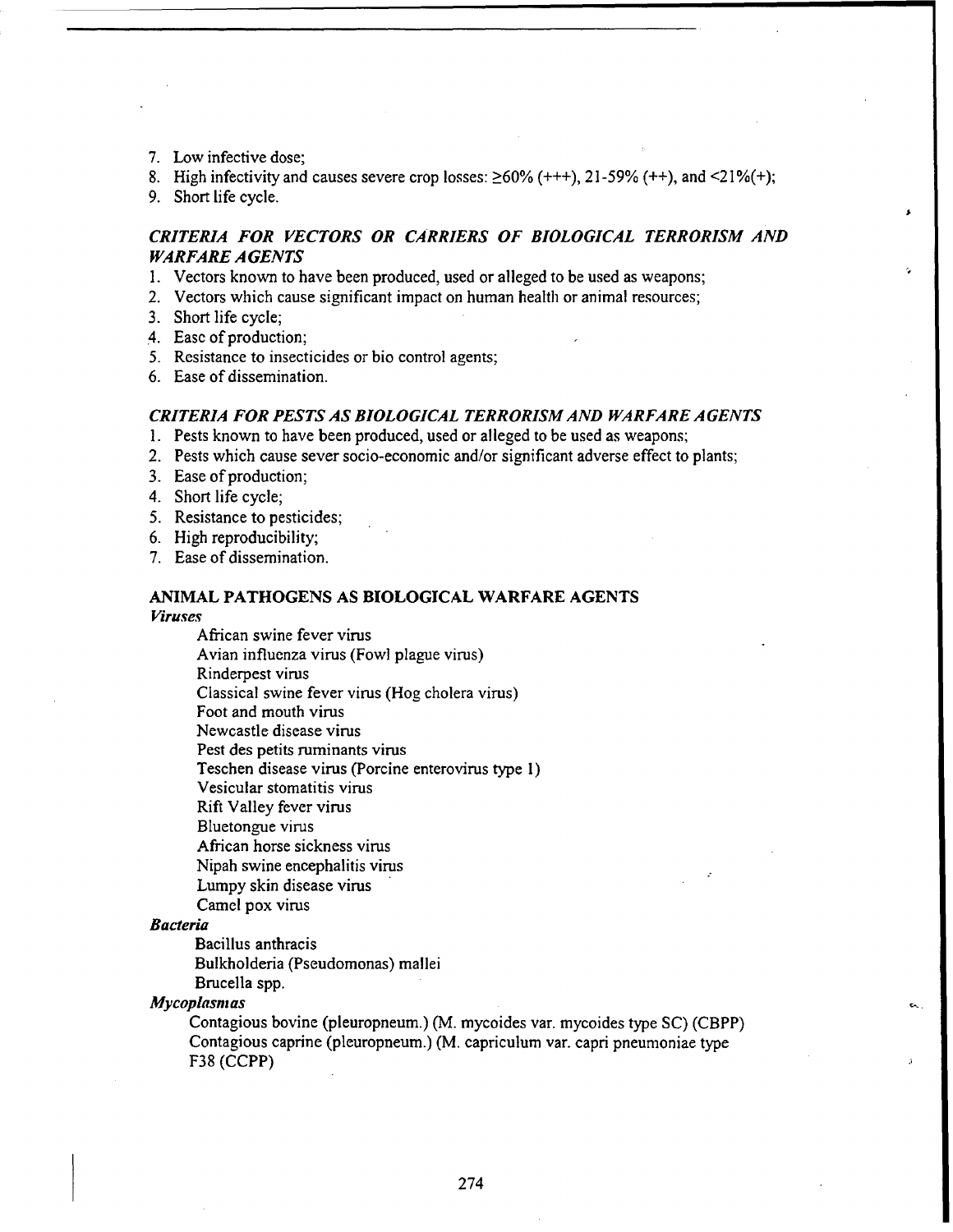7. Low infective dose;
8. High infectivity and causes severe crop losses: ≥60% (+++), 21-59% (++), and <21%(+);
9. Short life cycle.

### *CRITERIA FOR VECTORS OR CARRIERS OF BIOLOGICAL TERRORISM AND WARFARE AGENTS*

1. Vectors known to have been produced, used or alleged to be used as weapons;
2. Vectors which cause significant impact on human health or animal resources;
3. Short life cycle;
4. Ease of production;
5. Resistance to insecticides or bio control agents;
6. Ease of dissemination.

### *CRITERIA FOR PESTS AS BIOLOGICAL TERRORISM AND WARFARE AGENTS*

1. Pests known to have been produced, used or alleged to be used as weapons;
2. Pests which cause sever socio-economic and/or significant adverse effect to plants;
3. Ease of production;
4. Short life cycle;
5. Resistance to pesticides;
6. High reproducibility;
7. Ease of dissemination.

### ANIMAL PATHOGENS AS BIOLOGICAL WARFARE AGENTS

*Viruses*

- African swine fever virus
- Avian influenza virus (Fowl plague virus)
- Rinderpest virus
- Classical swine fever virus (Hog cholera virus)
- Foot and mouth virus
- Newcastle disease virus
- Pest des petits ruminants virus
- Teschen disease virus (Porcine enterovirus type 1)
- Vesicular stomatitis virus
- Rift Valley fever virus
- Bluetongue virus
- African horse sickness virus
- Nipah swine encephalitis virus
- Lumpy skin disease virus
- Camel pox virus

***Bacteria***

- Bacillus anthracis
- Bulkholderia (Pseudomonas) mallei
- Brucella spp.

***Mycoplasmas***

- Contagious bovine (pleuropneum.) (M. mycoides var. mycoides type SC) (CBPP)
- Contagious caprine (pleuropneum.) (M. capriculum var. capri pneumoniae type F38 (CCPP)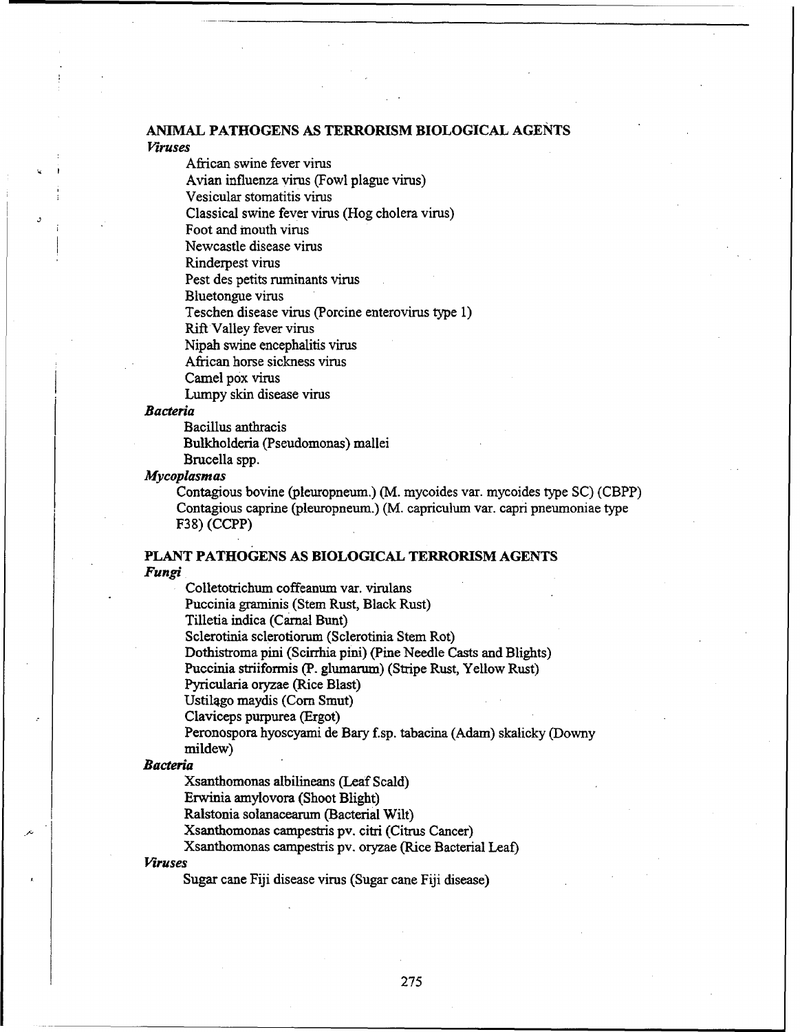## ANIMAL PATHOGENS AS TERRORISM BIOLOGICAL AGENTS

***Viruses***

- African swine fever virus
- Avian influenza virus (Fowl plague virus)
- Vesicular stomatitis virus
- Classical swine fever virus (Hog cholera virus)
- Foot and mouth virus
- Newcastle disease virus
- Rinderpest virus
- Pest des petits ruminants virus
- Bluetongue virus
- Teschen disease virus (Porcine enterovirus type 1)
- Rift Valley fever virus
- Nipah swine encephalitis virus
- African horse sickness virus
- Camel pox virus
- Lumpy skin disease virus

***Bacteria***

- Bacillus anthracis
- Bulkholderia (Pseudomonas) mallei
- Brucella spp.

***Mycoplasmas***

- Contagious bovine (pleuropneum.) (M. mycoides var. mycoides type SC) (CBPP)
- Contagious caprine (pleuropneum.) (M. capriculum var. capri pneumoniae type F38) (CCPP)

## PLANT PATHOGENS AS BIOLOGICAL TERRORISM AGENTS

***Fungi***

- Colletotrichum coffeanum var. virulans
- Puccinia graminis (Stem Rust, Black Rust)
- Tilletia indica (Carnal Bunt)
- Sclerotinia sclerotiorum (Sclerotinia Stem Rot)
- Dothistroma pini (Scirrhia pini) (Pine Needle Casts and Blights)
- Puccinia striiformis (P. glumarum) (Stripe Rust, Yellow Rust)
- Pyricularia oryzae (Rice Blast)
- Ustilago maydis (Corn Smut)
- Claviceps purpurea (Ergot)
- Peronospora hyoscyami de Bary f.sp. tabacina (Adam) skalicky (Downy mildew)

***Bacteria***

- Xsanthomonas albilineans (Leaf Scald)
- Erwinia amylovora (Shoot Blight)
- Ralstonia solanacearum (Bacterial Wilt)
- Xsanthomonas campestris pv. citri (Citrus Cancer)
- Xsanthomonas campestris pv. oryzae (Rice Bacterial Leaf)

***Viruses***

- Sugar cane Fiji disease virus (Sugar cane Fiji disease)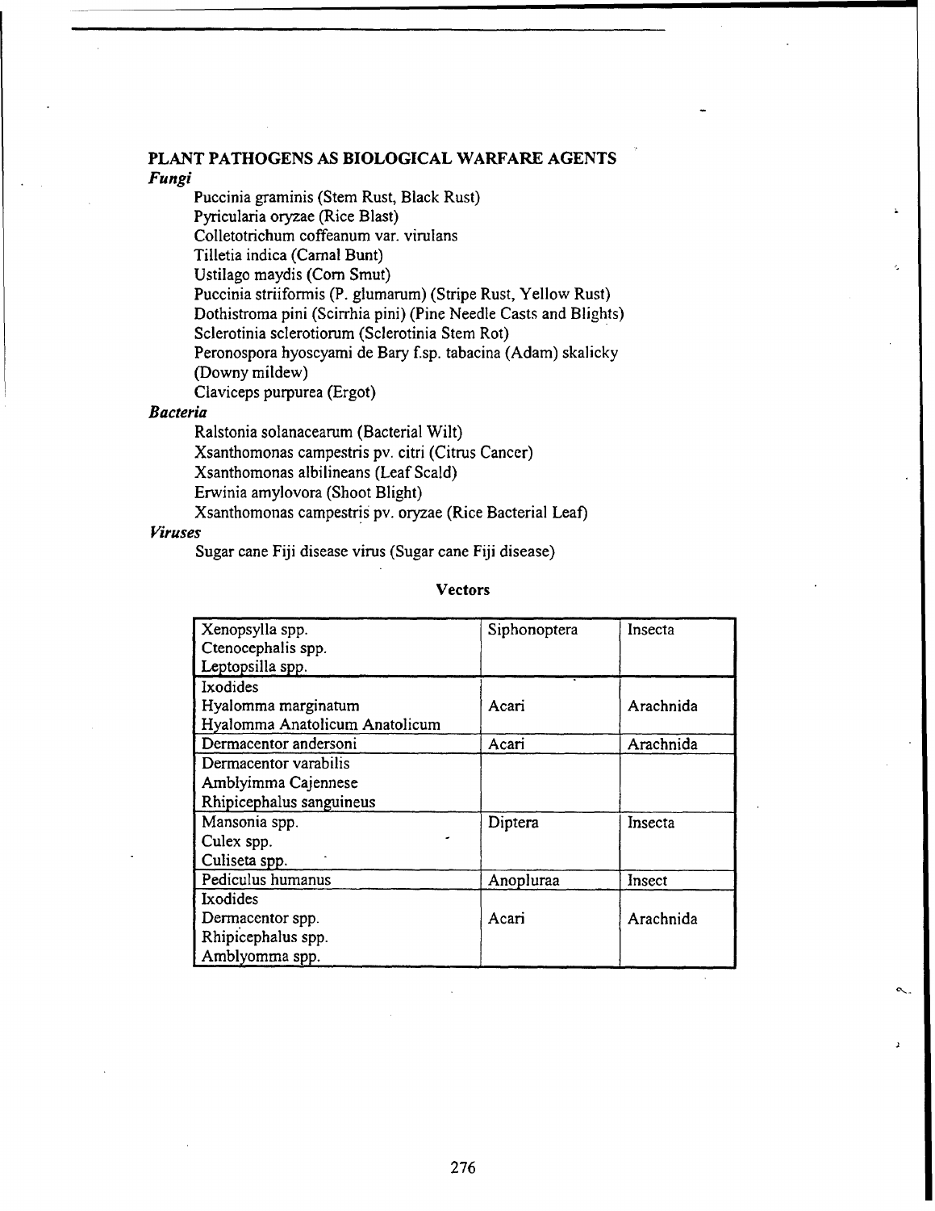## PLANT PATHOGENS AS BIOLOGICAL WARFARE AGENTS

### *Fungi*

Puccinia graminis (Stem Rust, Black Rust)
Pyricularia oryzae (Rice Blast)
Colletotrichum coffeanum var. virulans
Tilletia indica (Carnal Bunt)
Ustilago maydis (Corn Smut)
Puccinia striiformis (P. glumarum) (Stripe Rust, Yellow Rust)
Dothistroma pini (Scirrhia pini) (Pine Needle Casts and Blights)
Sclerotinia sclerotiorum (Sclerotinia Stem Rot)
Peronospora hyoscyami de Bary f.sp. tabacina (Adam) skalicky (Downy mildew)
Claviceps purpurea (Ergot)

### *Bacteria*

Ralstonia solanacearum (Bacterial Wilt)
Xsanthomonas campestris pv. citri (Citrus Cancer)
Xsanthomonas albilineans (Leaf Scald)
Erwinia amylovora (Shoot Blight)
Xsanthomonas campestris pv. oryzae (Rice Bacterial Leaf)

### *Viruses*

Sugar cane Fiji disease virus (Sugar cane Fiji disease)

**Vectors**

| | | |
|---|---|---|
| Xenopsylla spp.<br>Ctenocephalis spp.<br>Leptopsilla spp. | Siphonoptera | Insecta |
| Ixodides<br>Hyalomma marginatum<br>Hyalomma Anatolicum Anatolicum | Acari | Arachnida |
| Dermacentor andersoni | Acari | Arachnida |
| Dermacentor varabilis<br>Amblyimma Cajennese<br>Rhipicephalus sanguineus | | |
| Mansonia spp.<br>Culex spp.<br>Culiseta spp. | Diptera | Insecta |
| Pediculus humanus | Anopluraa | Insect |
| Ixodides<br>Dermacentor spp.<br>Rhipicephalus spp.<br>Amblyomma spp. | Acari | Arachnida |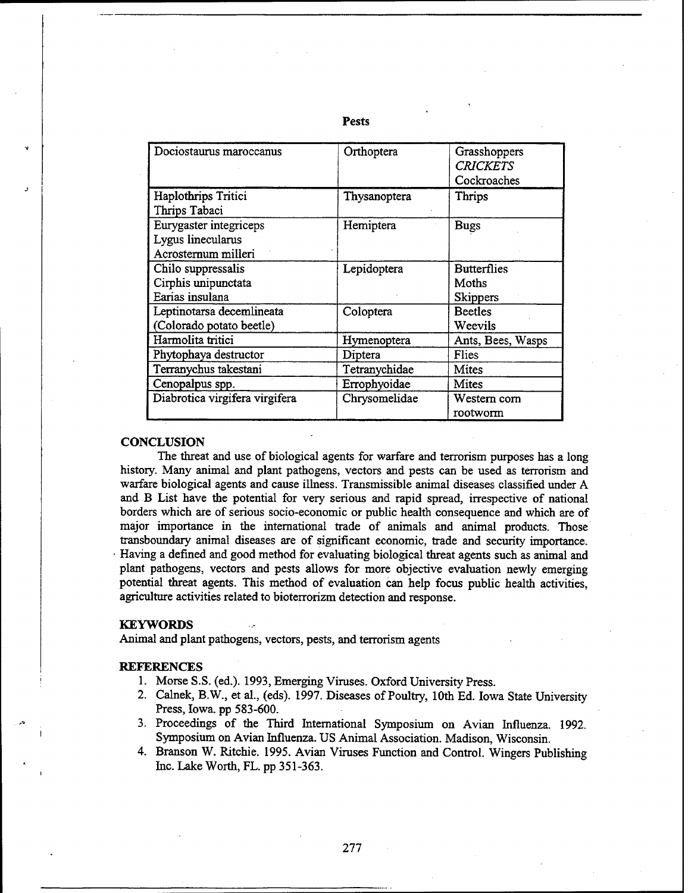**Pests**

| | | |
|---|---|---|
| Dociostaurus maroccanus | Orthoptera | Grasshoppers<br>*CRICKETS*<br>Cockroaches |
| Haplothrips Tritici<br>Thrips Tabaci | Thysanoptera | Thrips |
| Eurygaster integriceps<br>Lygus linecularus<br>Acrosternum milleri | Hemiptera | Bugs |
| Chilo suppressalis<br>Cirphis unipunctata<br>Earias insulana | Lepidoptera | Butterflies<br>Moths<br>Skippers |
| Leptinotarsa decemlineata<br>(Colorado potato beetle) | Coloptera | Beetles<br>Weevils |
| Harmolita tritici | Hymenoptera | Ants, Bees, Wasps |
| Phytophaya destructor | Diptera | Flies |
| Terranychus takestani | Tetranychidae | Mites |
| Cenopalpus spp. | Errophyoidae | Mites |
| Diabrotica virgifera virgifera | Chrysomelidae | Western corn rootworm |

## CONCLUSION

The threat and use of biological agents for warfare and terrorism purposes has a long history. Many animal and plant pathogens, vectors and pests can be used as terrorism and warfare biological agents and cause illness. Transmissible animal diseases classified under A and B List have the potential for very serious and rapid spread, irrespective of national borders which are of serious socio-economic or public health consequence and which are of major importance in the international trade of animals and animal products. Those transboundary animal diseases are of significant economic, trade and security importance. Having a defined and good method for evaluating biological threat agents such as animal and plant pathogens, vectors and pests allows for more objective evaluation newly emerging potential threat agents. This method of evaluation can help focus public health activities, agriculture activities related to bioterrorizm detection and response.

## KEYWORDS

Animal and plant pathogens, vectors, pests, and terrorism agents

## REFERENCES

1. Morse S.S. (ed.). 1993, Emerging Viruses. Oxford University Press.
2. Calnek, B.W., et al., (eds). 1997. Diseases of Poultry, 10th Ed. Iowa State University Press, Iowa. pp 583-600.
3. Proceedings of the Third International Symposium on Avian Influenza. 1992. Symposium on Avian Influenza. US Animal Association. Madison, Wisconsin.
4. Branson W. Ritchie. 1995. Avian Viruses Function and Control. Wingers Publishing Inc. Lake Worth, FL. pp 351-363.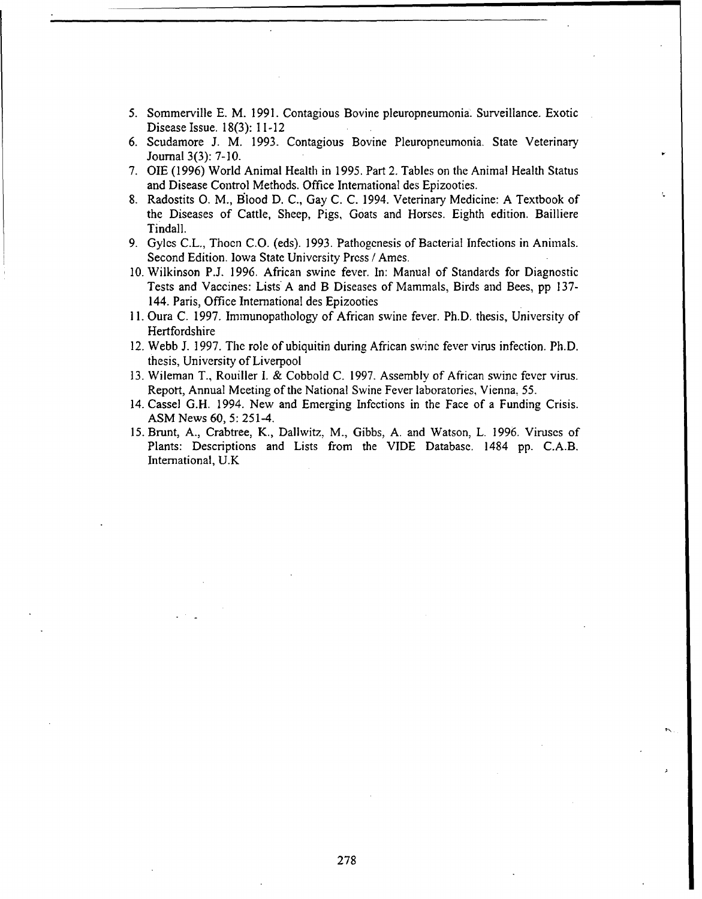5. Sommerville E. M. 1991. Contagious Bovine pleuropneumonia. Surveillance. Exotic Disease Issue. 18(3): 11-12
6. Scudamore J. M. 1993. Contagious Bovine Pleuropneumonia. State Veterinary Journal 3(3): 7-10.
7. OIE (1996) World Animal Health in 1995. Part 2. Tables on the Animal Health Status and Disease Control Methods. Office International des Epizooties.
8. Radostits O. M., Blood D. C., Gay C. C. 1994. Veterinary Medicine: A Textbook of the Diseases of Cattle, Sheep, Pigs, Goats and Horses. Eighth edition. Bailliere Tindall.
9. Gyles C.L., Thoen C.O. (eds). 1993. Pathogenesis of Bacterial Infections in Animals. Second Edition. Iowa State University Press / Ames.
10. Wilkinson P.J. 1996. African swine fever. In: Manual of Standards for Diagnostic Tests and Vaccines: Lists A and B Diseases of Mammals, Birds and Bees, pp 137-144. Paris, Office International des Epizooties
11. Oura C. 1997. Immunopathology of African swine fever. Ph.D. thesis, University of Hertfordshire
12. Webb J. 1997. The role of ubiquitin during African swine fever virus infection. Ph.D. thesis, University of Liverpool
13. Wileman T., Rouiller I. & Cobbold C. 1997. Assembly of African swine fever virus. Report, Annual Meeting of the National Swine Fever laboratories, Vienna, 55.
14. Cassel G.H. 1994. New and Emerging Infections in the Face of a Funding Crisis. ASM News 60, 5: 251-4.
15. Brunt, A., Crabtree, K., Dallwitz, M., Gibbs, A. and Watson, L. 1996. Viruses of Plants: Descriptions and Lists from the VIDE Database. 1484 pp. C.A.B. International, U.K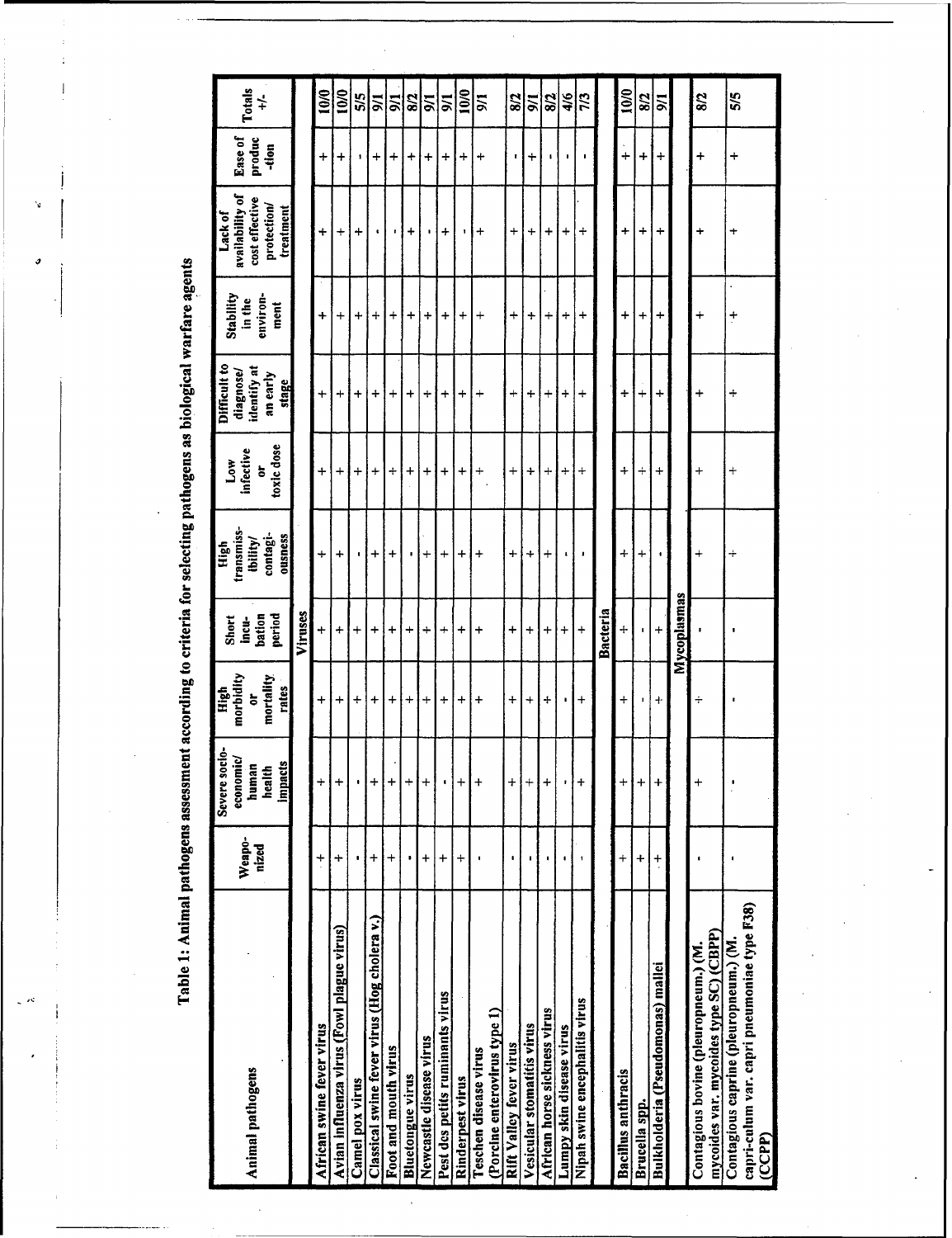**Table 1: Animal pathogens assessment according to criteria for selecting pathogens as biological warfare agents**

| Animal pathogens | Weapo-nized | Severe socio-economic/ human health impacts | High morbidity or mortality rates | Short incu-bation period | High transmiss-ibility/ contagi-ousness | Low infective or toxic dose | Difficult to diagnose/ identify at an early stage | Stability in the environ-ment | Lack of availability of cost effective protection/ treatment | Ease of produc-tion | Totals +/- |
|---|---|---|---|---|---|---|---|---|---|---|---|
| **Viruses** | | | | | | | | | | | |
| African swine fever virus | + | + | + | + | + | + | + | + | + | + | 10/0 |
| Avian influenza virus (Fowl plague virus) | + | + | + | + | + | + | + | + | + | + | 10/0 |
| Camel pox virus | - | - | + | + | - | + | + | + | + | - | 5/5 |
| Classical swine fever virus (Hog cholera v.) | + | + | + | + | + | + | + | + | - | + | 9/1 |
| Foot and mouth virus | + | + | + | + | + | + | + | + | - | + | 9/1 |
| Bluetongue virus | - | + | + | + | - | + | + | + | + | + | 8/2 |
| Newcastle disease virus | + | + | + | + | + | + | + | + | - | + | 9/1 |
| Pest des petits ruminants virus | + | - | + | + | + | + | + | + | + | + | 9/1 |
| Rinderpest virus | + | + | + | + | + | + | + | + | - | + | 10/0 |
| Teschen disease virus (Porcine enterovirus type 1) | - | + | + | + | + | + | + | + | + | + | 9/1 |
| Rift Valley fever virus | - | + | + | + | + | + | + | + | + | - | 8/2 |
| Vesicular stomatitis virus | - | + | + | + | + | + | + | + | + | + | 9/1 |
| African horse sickness virus | - | + | + | + | + | + | + | + | + | - | 8/2 |
| Lumpy skin disease virus | - | - | - | + | - | + | + | + | + | - | 4/6 |
| Nipah swine encephalitis virus | - | + | + | + | - | + | + | + | + | - | 7/3 |
| **Bacteria** | | | | | | | | | | | |
| Bacillus anthracis | + | + | + | + | + | + | + | + | + | + | 10/0 |
| Brucella spp. | + | + | - | - | + | + | + | + | + | + | 8/2 |
| Bulkholderia (Pseudomonas) mallei | + | + | + | + | - | + | + | + | + | + | 9/1 |
| **Mycoplasmas** | | | | | | | | | | | |
| Contagious bovine (pleuropneum.) (M. mycoides var. mycoides type SC) (CBPP) | - | + | + | - | + | + | + | + | + | + | 8/2 |
| Contagious caprine (pleuropneum.) (M. capri-culum var. capri pneumoniae type F38) (CCPP) | - | - | - | - | + | + | + | + | + | + | 5/5 |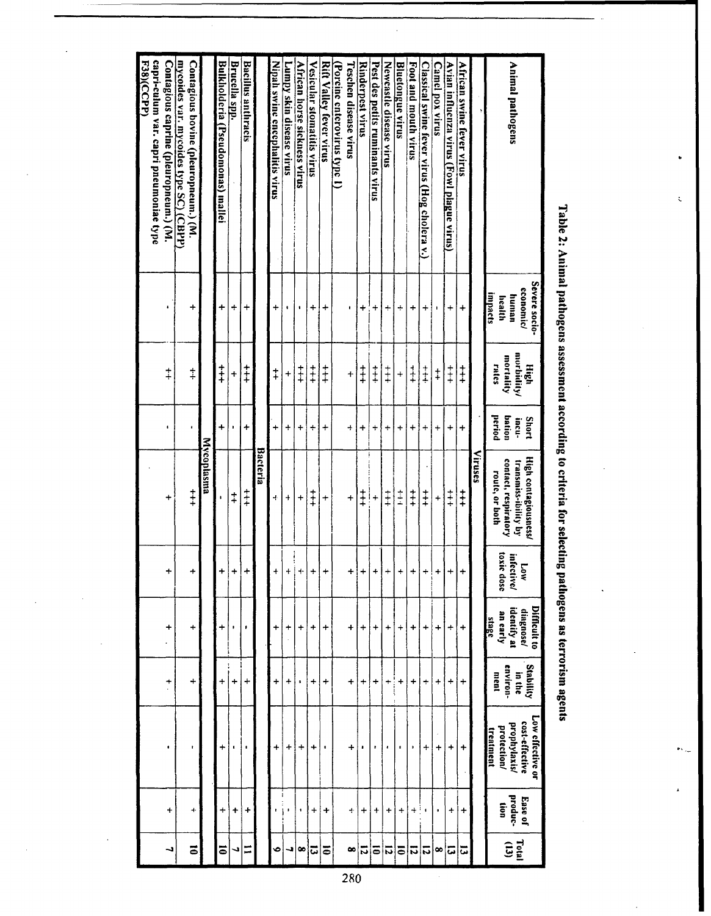## Table 2: Animal pathogens assessment according to criteria for selecting pathogens as terrorism agents

| Animal pathogens | Severe socio-economic/ human health impacts | High morbidity/ mortality rates | Short incubation period | High contagiousness/ transmiss-ibility by contact, respiratory route, or both | Low infective/ toxic dose | Difficult to diagnose/ identify at an early stage | Stability in the environ-ment | Low effective or cost-effective prophylaxis/ protection/ treatment | Ease of produc-tion | Total (13) |
|---|---|---|---|---|---|---|---|---|---|---|
| **Viruses** | | | | | | | | | | |
| African swine fever virus | + | +++ | + | +++ | + | + | + | + | + | 13 |
| Avian influenza virus (Fowl plague virus) | + | +++ | + | +++ | + | + | + | + | + | 13 |
| Camel pox virus | - | ++ | + | + | + | + | + | + | - | 8 |
| Classical swine fever virus (Hog cholera v.) | + | +++ | + | +++ | + | + | + | - | + | 12 |
| Foot and mouth virus | + | +++ | + | +++ | + | + | + | - | + | 12 |
| Bluetongue virus | + | + | + | +++ | + | + | + | - | + | 10 |
| Newcastle disease virus | + | +++ | + | +++ | + | + | + | - | + | 12 |
| Pest des petits ruminants virus | + | +++ | + | + | + | + | + | - | + | 10 |
| Rinderpest virus | + | +++ | + | +++ | + | + | + | - | + | 12 |
| Teschen disease virus (Porcine enterovirus type 1) | - | + | + | + | + | + | + | + | + | 8 |
| Rift Valley fever virus | + | +++ | + | + | + | + | + | - | + | 10 |
| Vesicular stomatitis virus | + | +++ | + | +++ | + | + | + | + | + | 13 |
| African horse sickness virus | - | +++ | + | + | + | + | - | + | - | 8 |
| Lumpy skin disease virus | - | + | + | + | + | + | + | + | - | 7 |
| Nipah swine encephalitis virus | + | ++ | + | + | + | + | + | + | - | 9 |
| **Bacteria** | | | | | | | | | | |
| Bacillus anthracis | + | +++ | + | +++ | + | - | + | - | + | 11 |
| Brucella spp. | + | + | - | ++ | + | - | + | - | + | 7 |
| Bulkholderia (Pseudomonas) mallei | + | +++ | + | - | + | + | + | + | + | 10 |
| **Mycoplasma** | | | | | | | | | | |
| Contagious bovine (pleuropneum.) (M. mycoides var. mycoides type SC) (CBPP) | + | ++ | - | +++ | + | + | + | - | + | 10 |
| Contagious caprine (pleuropneum.) (M. capri-culum var. capri pneumoniae type F38)(CCPP) | - | ++ | - | + | + | + | + | - | + | 7 |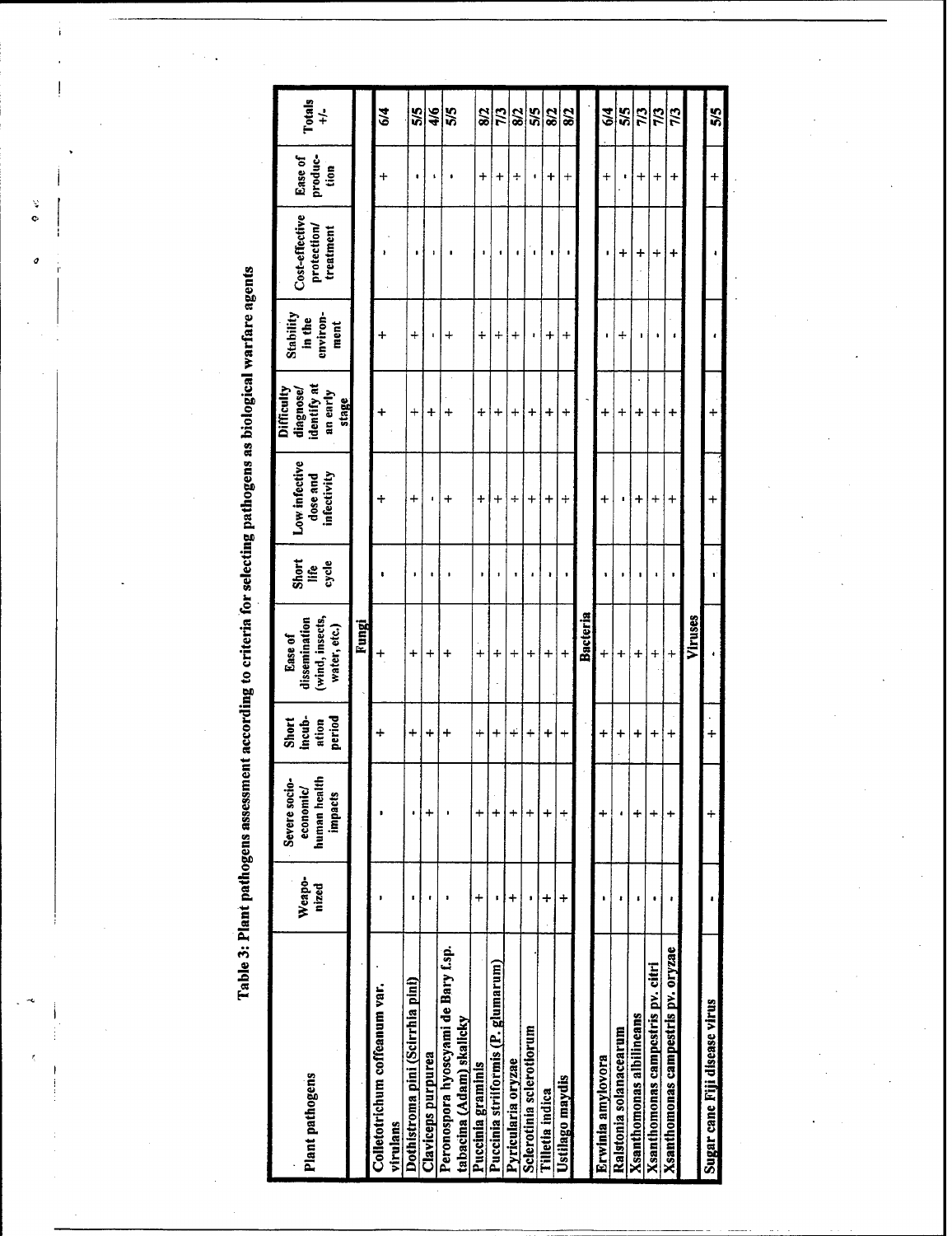## Table 3: Plant pathogens assessment according to criteria for selecting pathogens as biological warfare agents

| Plant pathogens | Weaponized | Severe socio-economic/ human health impacts | Short incubation period | Ease of dissemination (wind, insects, water, etc.) | Short life cycle | Low infective dose and infectivity | Difficulty diagnose/ identify at an early stage | Stability in the environment | Cost-effective protection/ treatment | Ease of production | Totals +/- |
|---|---|---|---|---|---|---|---|---|---|---|---|
| **Fungi** | | | | | | | | | | | |
| Colletotrichum coffeanum var. virulans | - | - | + | + | - | + | + | + | - | + | 6/4 |
| Dothistroma pini (Scirrhia pini) | - | - | + | + | - | + | + | + | - | - | 5/5 |
| Claviceps purpurea | - | + | + | + | - | - | + | - | - | - | 4/6 |
| Peronospora hyoscyami de Bary f.sp. tabacina (Adam) skalicky | - | - | + | + | - | + | + | + | - | - | 5/5 |
| Puccinia graminis | + | + | + | + | - | + | + | + | - | + | 8/2 |
| Puccinia striiformis (P. glumarum) | - | + | + | + | - | + | + | + | - | + | 7/3 |
| Pyricularia oryzae | + | + | + | + | - | + | + | + | - | + | 8/2 |
| Sclerotinia sclerotiorum | - | + | + | + | - | + | + | - | - | - | 5/5 |
| Tilletia indica | + | + | + | + | - | + | + | + | - | + | 8/2 |
| Ustilago maydis | + | + | + | + | - | + | + | + | - | + | 8/2 |
| **Bacteria** | | | | | | | | | | | |
| Erwinia amylovora | - | + | + | + | - | + | + | - | - | + | 6/4 |
| Ralstonia solanacearum | - | - | + | + | - | - | + | + | + | - | 5/5 |
| Xsanthomonas albilineans | - | + | + | + | - | + | + | - | + | + | 7/3 |
| Xsanthomonas campestris pv. citri | - | + | + | + | - | + | + | - | + | + | 7/3 |
| Xsanthomonas campestris pv. oryzae | - | + | + | + | - | + | + | - | + | + | 7/3 |
| **Viruses** | | | | | | | | | | | |
| Sugar cane Fiji disease virus | - | + | + | - | - | + | + | - | - | + | 5/5 |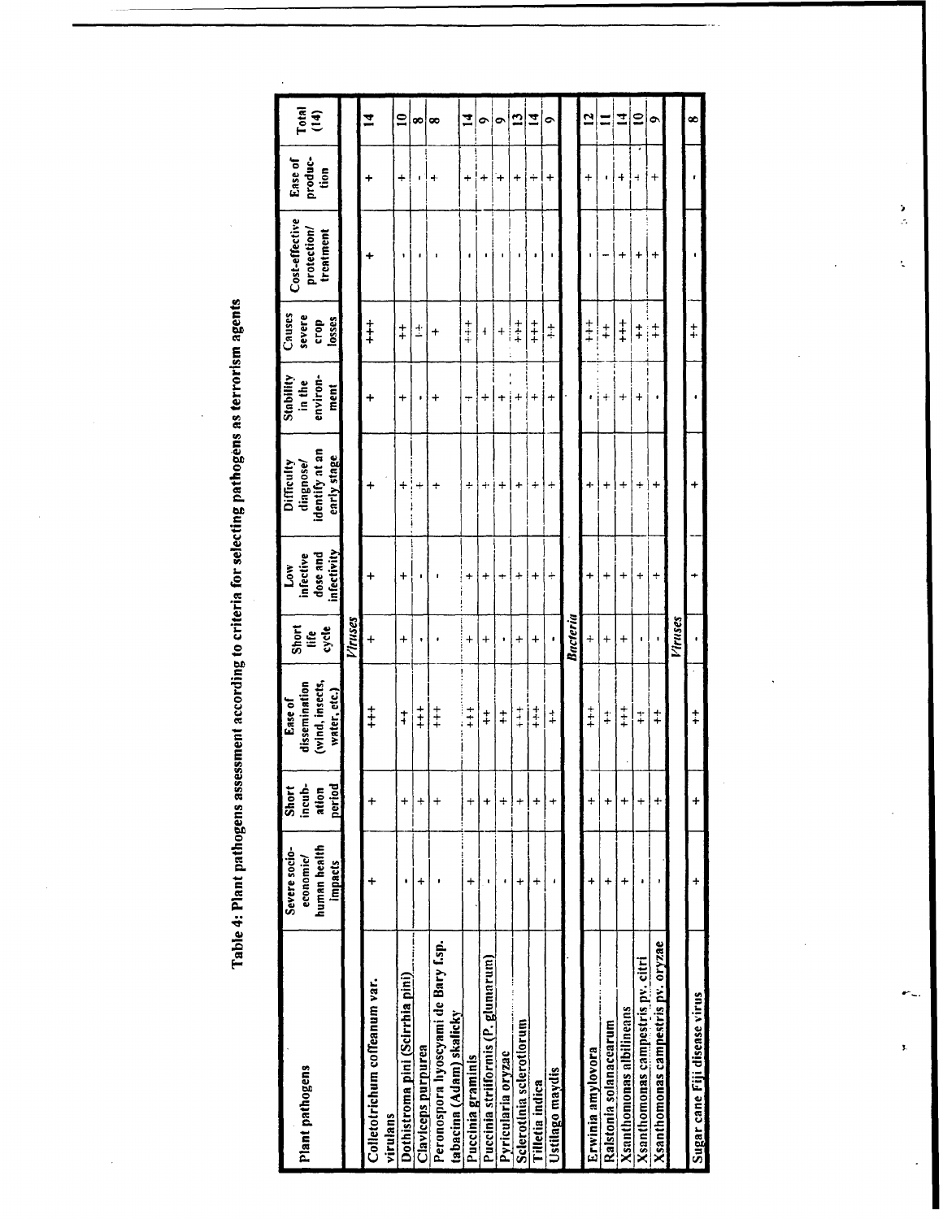Table 4: Plant pathogens assessment according to criteria for selecting pathogens as terrorism agents

| Plant pathogens | Severe socio-economic/ human health impacts | Short incub-ation period | Ease of dissemination (wind, insects, water, etc.) | Short life cycle | Low infective dose and infectivity | Difficulty diagnose/ identify at an early stage | Stability in the environ-ment | Causes severe crop losses | Cost-effective protection/ treatment | Ease of produc-tion | Total (14) |
|---|---|---|---|---|---|---|---|---|---|---|---|
| | | | | *Viruses* | | | | | | | |
| Colletotrichum coffeanum var. virulans | + | + | +++ | + | + | + | + | +++ | + | + | 14 |
| Dothistroma pini (Scirrhia pini) | - | + | ++ | + | + | + | + | ++ | - | + | 10 |
| Claviceps purpurea | + | + | +++ | - | - | + | - | ++ | - | - | 8 |
| Peronospora hyoscyami de Bary f.sp. tabacina (Adam) skalicky | - | + | +++ | - | - | + | + | + | - | + | 8 |
| Puccinia graminis | + | + | +++ | + | + | + | + | +++ | - | + | 14 |
| Puccinia striiformis (P. glumarum) | - | + | ++ | + | + | + | + | + | - | + | 9 |
| Pyricularia oryzae | - | + | ++ | - | + | + | + | + | - | + | 9 |
| Sclerotinia sclerotiorum | + | + | +++ | + | + | + | + | +++ | - | + | 13 |
| Tilletia indica | + | + | +++ | + | + | + | + | +++ | - | + | 14 |
| Ustilago maydis | - | + | ++ | - | + | + | + | ++ | - | + | 9 |
| | | | | *Bacteria* | | | | | | | |
| Erwinia amylovora | + | + | +++ | + | + | + | - | +++ | - | + | 12 |
| Ralstonia solanacearum | + | + | ++ | + | + | + | + | ++ | - | - | 11 |
| Xanthomonas albilineans | + | + | +++ | + | + | + | + | +++ | + | + | 14 |
| Xanthomonas campestris pv. citri | - | + | ++ | - | + | + | + | ++ | + | + | 10 |
| Xanthomonas campestris pv. oryzae | - | + | ++ | - | + | + | - | ++ | + | + | 9 |
| | | | | *Viruses* | | | | | | | |
| Sugar cane Fiji disease virus | + | + | ++ | - | + | + | - | ++ | - | - | 8 |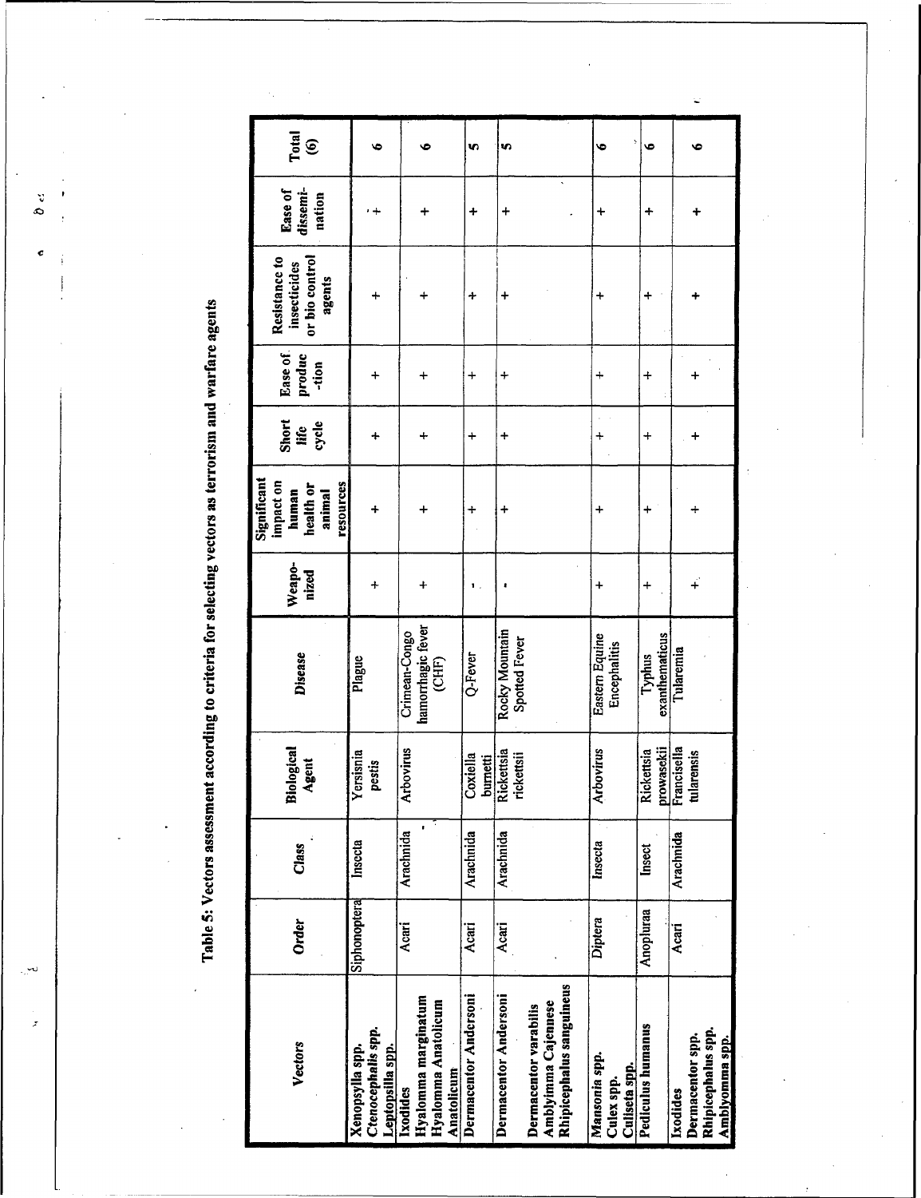**Table 5: Vectors assessment according to criteria for selecting vectors as terrorism and warfare agents**

| Vectors | Order | Class | Biological Agent | Disease | Weaponized | Significant impact on human health or animal resources | Short life cycle | Ease of production | Resistance to insecticides or bio control agents | Ease of dissemination | Total (6) |
|---|---|---|---|---|---|---|---|---|---|---|---|
| **Xenopsylla spp. Ctenocephalis spp. Leptopsilla spp.** | Siphonoptera | Insecta | Yersisnia pestis | Plague | + | + | + | + | + | + | 6 |
| **Ixodides Hyalomma marginatum Hyalomma Anatolicum Anatolicum** | Acari | Arachnida | Arbovirus | Crimean-Congo hamorrhagic fever (CHF) | + | + | + | + | + | + | 6 |
| **Dermacentor Andersoni** | Acari | Arachnida | Coxiella burnetti | Q-Fever | - | + | + | + | + | + | 5 |
| **Dermacentor Andersoni Dermacentor varabilis Amblyimma Cajennese Rhipicephalus sanguineus** | Acari | Arachnida | Rickettsia rickettsii | Rocky Mountain Spotted Fever | - | + | + | + | + | + | 5 |
| **Mansonia spp. Culex spp. Culiseta spp.** | Diptera | Insecta | Arbovirus | Eastern Equine Encephalitis | + | + | + | + | + | + | 6 |
| **Pediculus humanus** | Anopluraa | Insect | Rickettsia prowasekii | Typhus exanthematicus | + | + | + | + | + | + | 6 |
| **Ixodides Dermacentor spp. Rhipicephalus spp. Amblyomma spp.** | Acari | Arachnida | Francisella tularensis | Tularemia | + | + | + | + | + | + | 6 |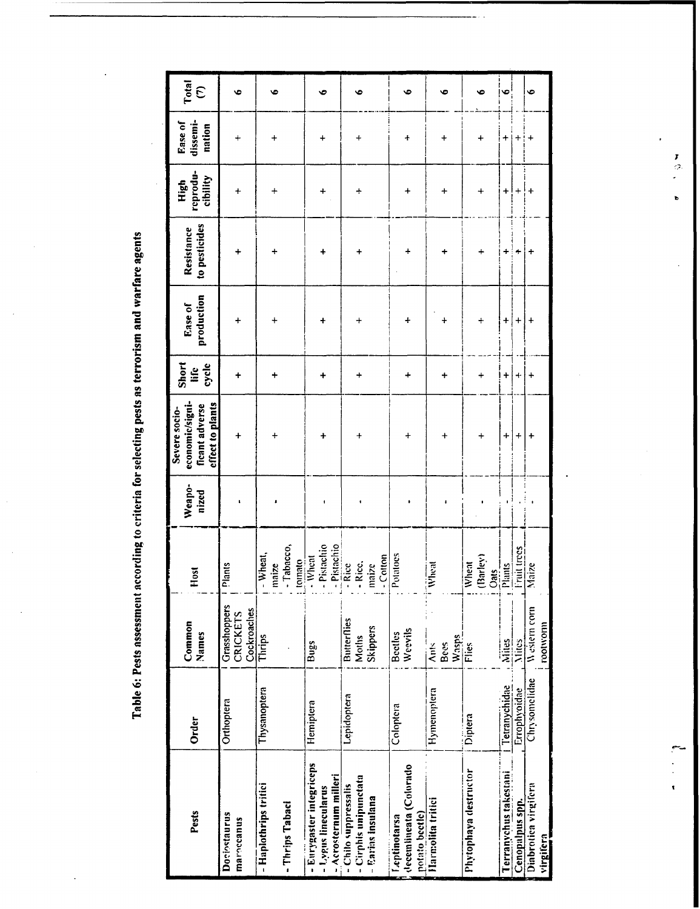## Table 6: Pests assessment according to criteria for selecting pests as terrorism and warfare agents

| Pests | Order | Common Names | Host | Weaponized | Severe socio-economic/significant adverse effect to plants | Short life cycle | Ease of production | Resistance to pesticides | High reproducibility | Ease of dissemination | Total (7) |
|---|---|---|---|---|---|---|---|---|---|---|---|
| Dociostaurus maroccanus | Orthoptera | Grasshoppers CRICKETS Cockroaches | Plants | - | + | + | + | + | + | + | 6 |
| - Haplothrips tritici<br>- Thrips Tabaci | Thysanoptera | Thrips | - Wheat, maize<br>- Tabacco, tomato | - | + | + | + | + | + | + | 6 |
| - Eurygaster integriceps<br>- Lygus linecularus<br>- Acrosternum milleri | Hemiptera | Bugs | - Wheat<br>- Pistachio<br>- Pistachio | - | + | + | + | + | + | + | 6 |
| - Chilo suppressalis<br>- Cirphis unipunctata<br>- Earias insulana | Lepidoptera | Butterflies Moths Skippers | - Rice<br>- Rice, maize<br>- Cotton | - | + | + | + | + | + | + | 6 |
| Leptinotarsa decemlineata (Colorado potato beetle) | Coloptera | Beetles Weevils | Potatoes | - | + | + | + | + | + | + | 6 |
| Harmolita tritici | Hymenoptera | Ants Bees Wasps | Wheat | - | + | + | + | + | + | + | 6 |
| Phytophaya destructor | Diptera | Flies | Wheat (Barley) Oats | - | + | + | + | + | + | + | 6 |
| Terranychus takestani | Tetranychidae | Mites | Plants | - | + | + | + | + | + | + | 6 |
| Cenopalpus spp. | Eriophyoidae | Mites | Fruit trees | - | + | + | + | + | + | + | |
| Diabrotica virgifera virgifera | Chrysomelidae | Western corn rootworm | Maize | - | + | + | + | + | + | + | 6 |